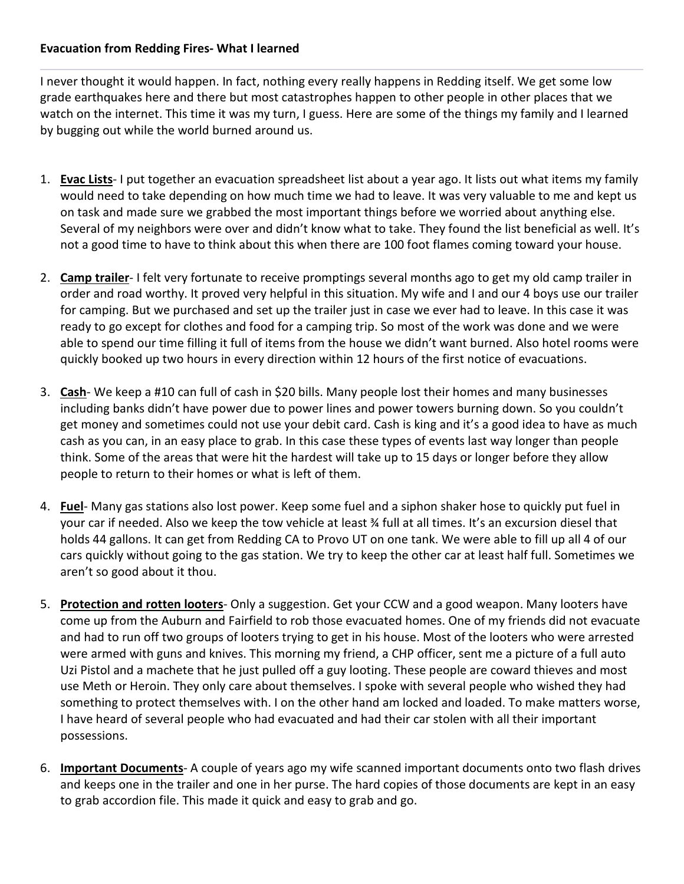**Evacuation from Redding Fires- What I learned**

I never thought it would happen. In fact, nothing every really happens in Redding itself. We get some low grade earthquakes here and there but most catastrophes happen to other people in other places that we watch on the internet. This time it was my turn, I guess. Here are some of the things my family and I learned by bugging out while the world burned around us.

1. **Evac Lists**- I put together an evacuation spreadsheet list about a year ago. It lists out what items my family would need to take depending on how much time we had to leave. It was very valuable to me and kept us on task and made sure we grabbed the most important things before we worried about anything else. Several of my neighbors were over and didn't know what to take. They found the list beneficial as well. It's not a good time to have to think about this when there are 100 foot flames coming toward your house.

2. **Camp trailer**- I felt very fortunate to receive promptings several months ago to get my old camp trailer in order and road worthy. It proved very helpful in this situation. My wife and I and our 4 boys use our trailer for camping. But we purchased and set up the trailer just in case we ever had to leave. In this case it was ready to go except for clothes and food for a camping trip. So most of the work was done and we were able to spend our time filling it full of items from the house we didn't want burned. Also hotel rooms were quickly booked up two hours in every direction within 12 hours of the first notice of evacuations.

3. **Cash**- We keep a #10 can full of cash in $20 bills. Many people lost their homes and many businesses including banks didn't have power due to power lines and power towers burning down. So you couldn't get money and sometimes could not use your debit card. Cash is king and it's a good idea to have as much cash as you can, in an easy place to grab. In this case these types of events last way longer than people think. Some of the areas that were hit the hardest will take up to 15 days or longer before they allow people to return to their homes or what is left of them.

4. **Fuel**- Many gas stations also lost power. Keep some fuel and a siphon shaker hose to quickly put fuel in your car if needed. Also we keep the tow vehicle at least ¾ full at all times. It's an excursion diesel that holds 44 gallons. It can get from Redding CA to Provo UT on one tank. We were able to fill up all 4 of our cars quickly without going to the gas station. We try to keep the other car at least half full. Sometimes we aren't so good about it thou.

5. **Protection and rotten looters**- Only a suggestion. Get your CCW and a good weapon. Many looters have come up from the Auburn and Fairfield to rob those evacuated homes. One of my friends did not evacuate and had to run off two groups of looters trying to get in his house. Most of the looters who were arrested were armed with guns and knives. This morning my friend, a CHP officer, sent me a picture of a full auto Uzi Pistol and a machete that he just pulled off a guy looting. These people are coward thieves and most use Meth or Heroin. They only care about themselves. I spoke with several people who wished they had something to protect themselves with. I on the other hand am locked and loaded. To make matters worse, I have heard of several people who had evacuated and had their car stolen with all their important possessions.

6. **Important Documents**- A couple of years ago my wife scanned important documents onto two flash drives and keeps one in the trailer and one in her purse. The hard copies of those documents are kept in an easy to grab accordion file. This made it quick and easy to grab and go.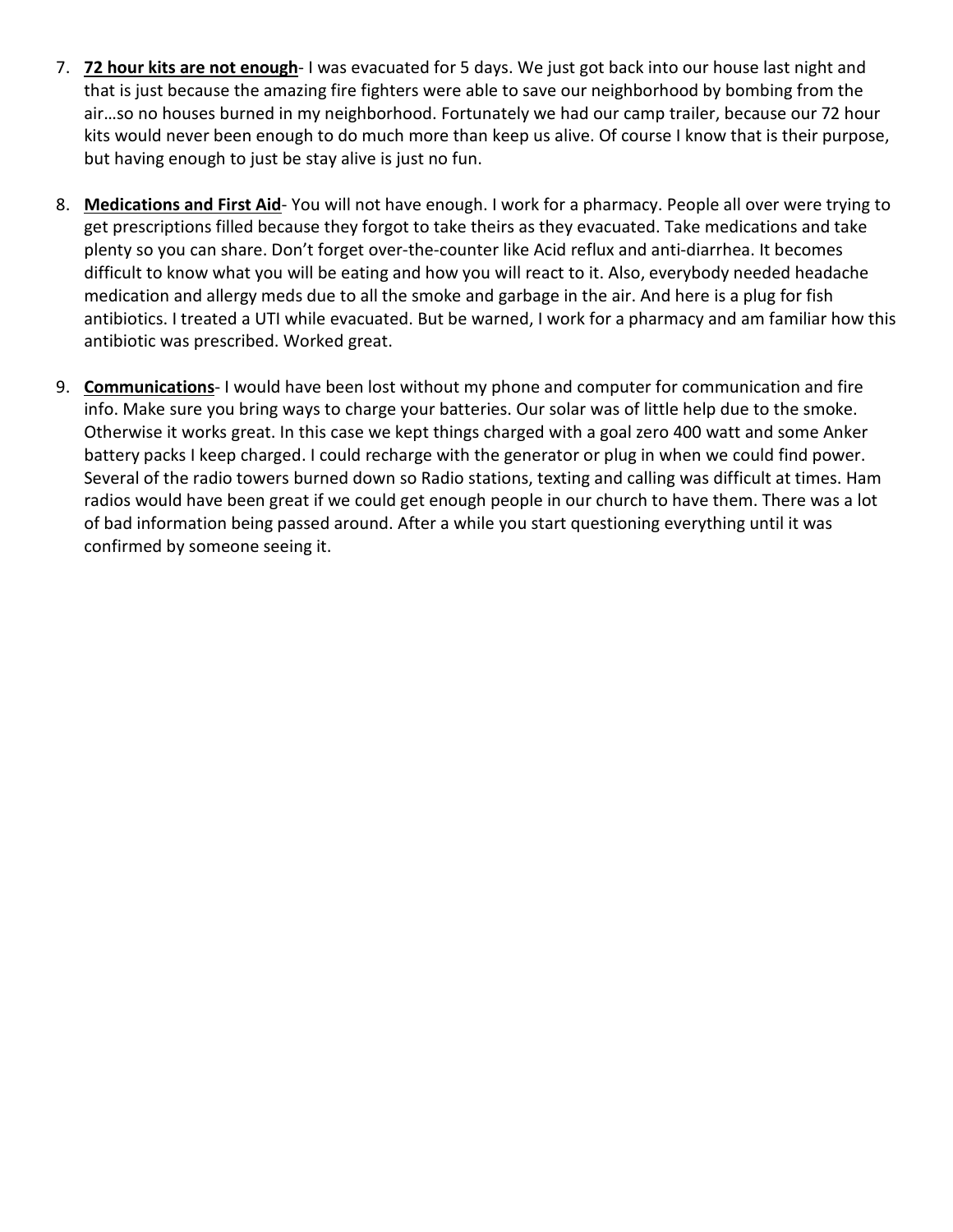7. **72 hour kits are not enough**- I was evacuated for 5 days. We just got back into our house last night and that is just because the amazing fire fighters were able to save our neighborhood by bombing from the air…so no houses burned in my neighborhood. Fortunately we had our camp trailer, because our 72 hour kits would never been enough to do much more than keep us alive. Of course I know that is their purpose, but having enough to just be stay alive is just no fun.

8. **Medications and First Aid**- You will not have enough. I work for a pharmacy. People all over were trying to get prescriptions filled because they forgot to take theirs as they evacuated. Take medications and take plenty so you can share. Don't forget over-the-counter like Acid reflux and anti-diarrhea. It becomes difficult to know what you will be eating and how you will react to it. Also, everybody needed headache medication and allergy meds due to all the smoke and garbage in the air. And here is a plug for fish antibiotics. I treated a UTI while evacuated. But be warned, I work for a pharmacy and am familiar how this antibiotic was prescribed. Worked great.

9. **Communications**- I would have been lost without my phone and computer for communication and fire info. Make sure you bring ways to charge your batteries. Our solar was of little help due to the smoke. Otherwise it works great. In this case we kept things charged with a goal zero 400 watt and some Anker battery packs I keep charged. I could recharge with the generator or plug in when we could find power. Several of the radio towers burned down so Radio stations, texting and calling was difficult at times. Ham radios would have been great if we could get enough people in our church to have them. There was a lot of bad information being passed around. After a while you start questioning everything until it was confirmed by someone seeing it.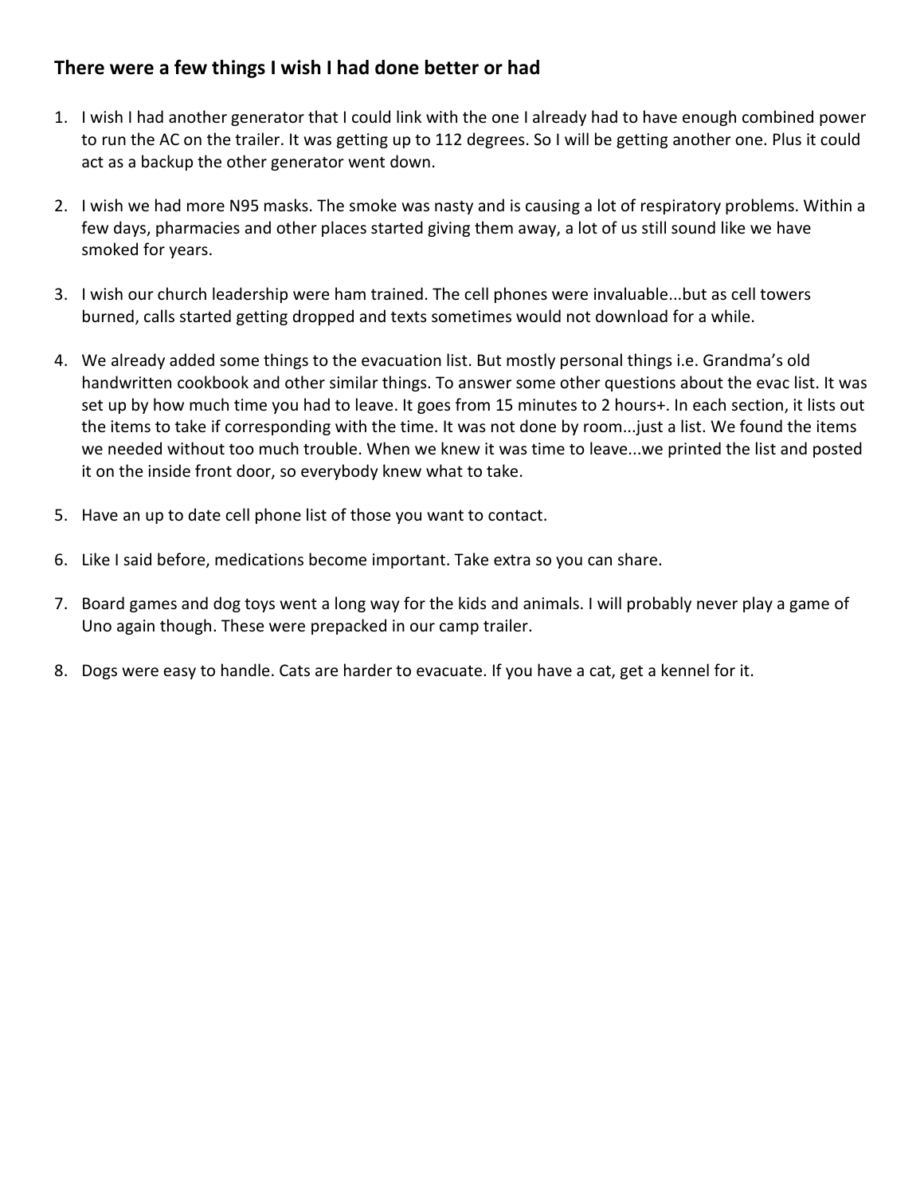**There were a few things I wish I had done better or had**

1. I wish I had another generator that I could link with the one I already had to have enough combined power to run the AC on the trailer. It was getting up to 112 degrees. So I will be getting another one. Plus it could act as a backup the other generator went down.

2. I wish we had more N95 masks. The smoke was nasty and is causing a lot of respiratory problems. Within a few days, pharmacies and other places started giving them away, a lot of us still sound like we have smoked for years.

3. I wish our church leadership were ham trained. The cell phones were invaluable...but as cell towers burned, calls started getting dropped and texts sometimes would not download for a while.

4. We already added some things to the evacuation list. But mostly personal things i.e. Grandma's old handwritten cookbook and other similar things. To answer some other questions about the evac list. It was set up by how much time you had to leave. It goes from 15 minutes to 2 hours+. In each section, it lists out the items to take if corresponding with the time. It was not done by room...just a list. We found the items we needed without too much trouble. When we knew it was time to leave...we printed the list and posted it on the inside front door, so everybody knew what to take.

5. Have an up to date cell phone list of those you want to contact.

6. Like I said before, medications become important. Take extra so you can share.

7. Board games and dog toys went a long way for the kids and animals. I will probably never play a game of Uno again though. These were prepacked in our camp trailer.

8. Dogs were easy to handle. Cats are harder to evacuate. If you have a cat, get a kennel for it.